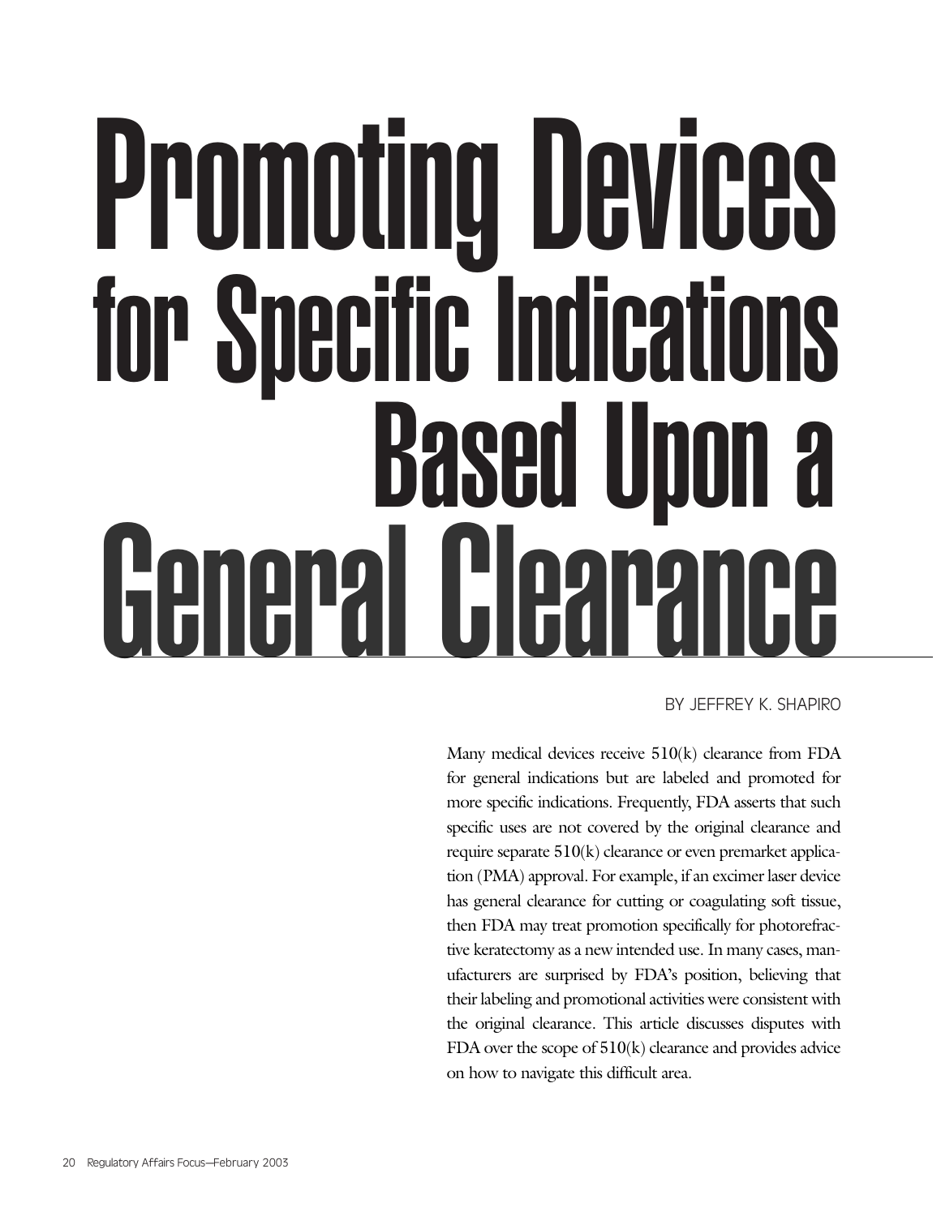# Promoting Devices for Specific Indications Based Upon a General Clearance

BY JEFFREY K. SHAPIRO

Many medical devices receive 510(k) clearance from FDA for general indications but are labeled and promoted for more specific indications. Frequently, FDA asserts that such specific uses are not covered by the original clearance and require separate 510(k) clearance or even premarket application (PMA) approval. For example, if an excimer laser device has general clearance for cutting or coagulating soft tissue, then FDA may treat promotion specifically for photorefractive keratectomy as a new intended use. In many cases, manufacturers are surprised by FDA's position, believing that their labeling and promotional activities were consistent with the original clearance. This article discusses disputes with FDA over the scope of 510(k) clearance and provides advice on how to navigate this difficult area.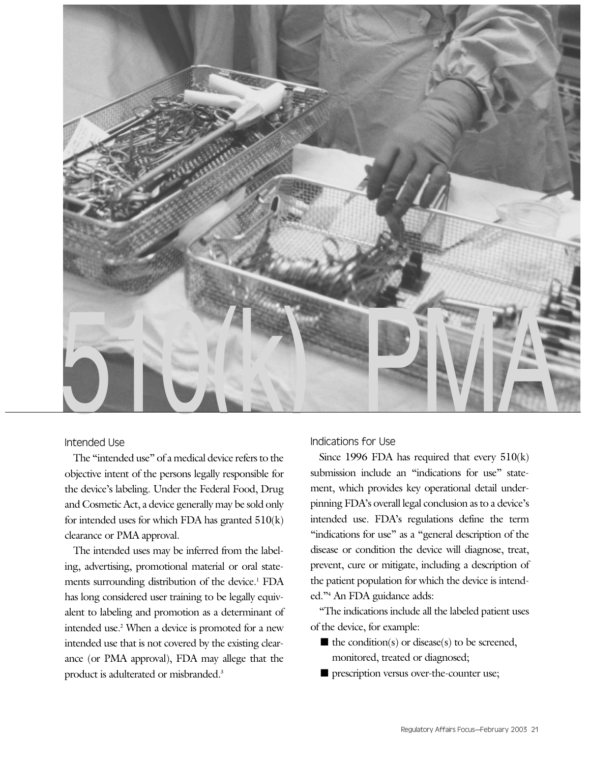510(k) PMA

### Intended Use

The "intended use" of a medical device refers to the objective intent of the persons legally responsible for the device's labeling. Under the Federal Food, Drug and Cosmetic Act, a device generally may be sold only for intended uses for which FDA has granted 510(k) clearance or PMA approval.

The intended uses may be inferred from the labeling, advertising, promotional material or oral statements surrounding distribution of the device.[1] FDA has long considered user training to be legally equivalent to labeling and promotion as a determinant of intended use.[2] When a device is promoted for a new intended use that is not covered by the existing clearance (or PMA approval), FDA may allege that the product is adulterated or misbranded.[3]

### Indications for Use

Since 1996 FDA has required that every 510(k) submission include an "indications for use" statement, which provides key operational detail underpinning FDA's overall legal conclusion as to a device's intended use. FDA's regulations define the term "indications for use" as a "general description of the disease or condition the device will diagnose, treat, prevent, cure or mitigate, including a description of the patient population for which the device is intended."[4] An FDA guidance adds:

"The indications include all the labeled patient uses of the device, for example:

- the condition(s) or disease(s) to be screened, monitored, treated or diagnosed;
- prescription versus over-the-counter use;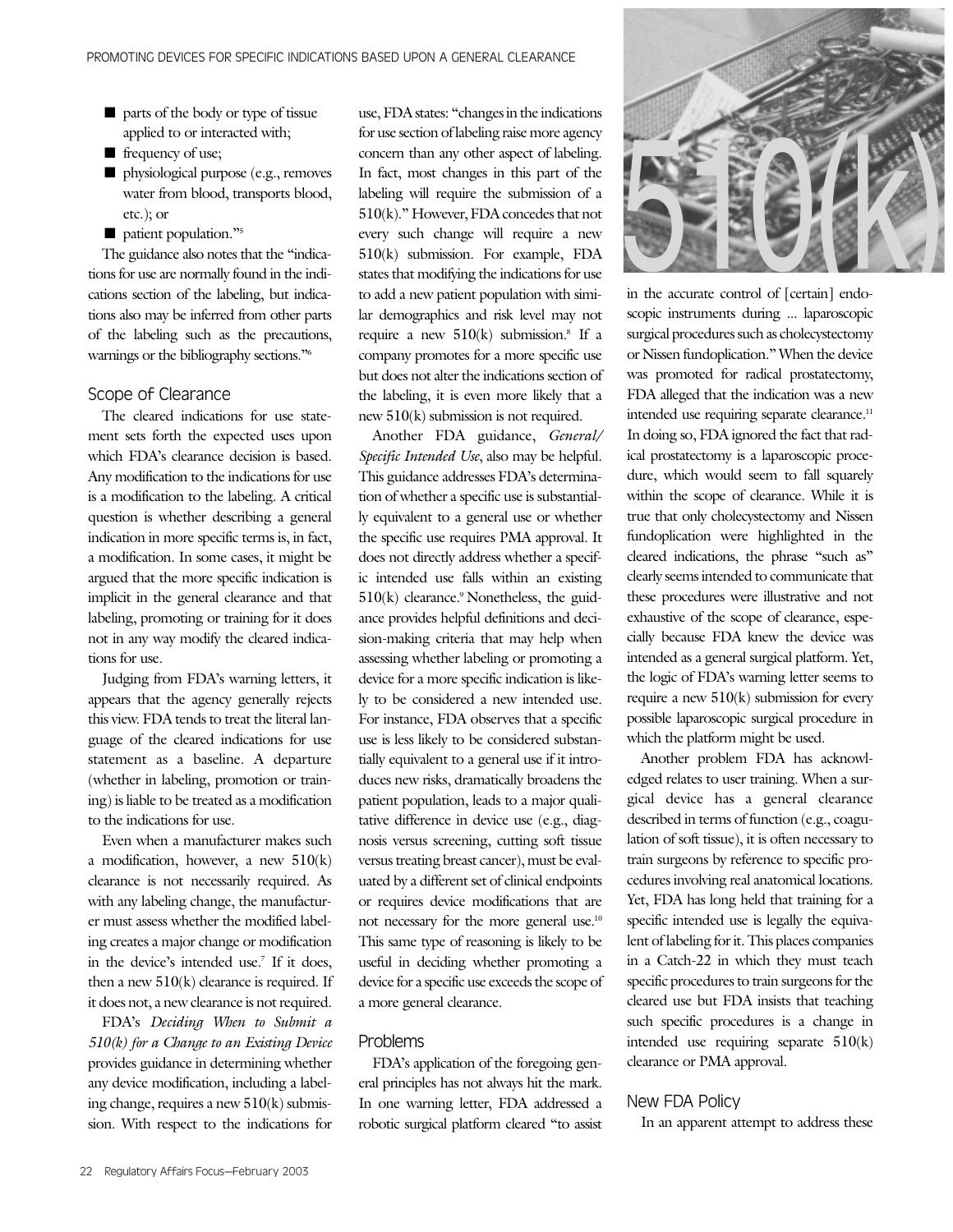- parts of the body or type of tissue applied to or interacted with;
- frequency of use;
- physiological purpose (e.g., removes water from blood, transports blood, etc.); or
- patient population."[5]

The guidance also notes that the "indications for use are normally found in the indications section of the labeling, but indications also may be inferred from other parts of the labeling such as the precautions, warnings or the bibliography sections."[6]

## Scope of Clearance

The cleared indications for use statement sets forth the expected uses upon which FDA's clearance decision is based. Any modification to the indications for use is a modification to the labeling. A critical question is whether describing a general indication in more specific terms is, in fact, a modification. In some cases, it might be argued that the more specific indication is implicit in the general clearance and that labeling, promoting or training for it does not in any way modify the cleared indications for use.

Judging from FDA's warning letters, it appears that the agency generally rejects this view. FDA tends to treat the literal language of the cleared indications for use statement as a baseline. A departure (whether in labeling, promotion or training) is liable to be treated as a modification to the indications for use.

Even when a manufacturer makes such a modification, however, a new 510(k) clearance is not necessarily required. As with any labeling change, the manufacturer must assess whether the modified labeling creates a major change or modification in the device's intended use.[7] If it does, then a new 510(k) clearance is required. If it does not, a new clearance is not required.

FDA's *Deciding When to Submit a 510(k) for a Change to an Existing Device* provides guidance in determining whether any device modification, including a labeling change, requires a new 510(k) submission. With respect to the indications for use, FDA states: "changes in the indications for use section of labeling raise more agency concern than any other aspect of labeling. In fact, most changes in this part of the labeling will require the submission of a 510(k)." However, FDA concedes that not every such change will require a new 510(k) submission. For example, FDA states that modifying the indications for use to add a new patient population with similar demographics and risk level may not require a new 510(k) submission.[8] If a company promotes for a more specific use but does not alter the indications section of the labeling, it is even more likely that a new 510(k) submission is not required.

Another FDA guidance, *General/Specific Intended Use*, also may be helpful. This guidance addresses FDA's determination of whether a specific use is substantially equivalent to a general use or whether the specific use requires PMA approval. It does not directly address whether a specific intended use falls within an existing 510(k) clearance.[9] Nonetheless, the guidance provides helpful definitions and decision-making criteria that may help when assessing whether labeling or promoting a device for a more specific indication is likely to be considered a new intended use. For instance, FDA observes that a specific use is less likely to be considered substantially equivalent to a general use if it introduces new risks, dramatically broadens the patient population, leads to a major qualitative difference in device use (e.g., diagnosis versus screening, cutting soft tissue versus treating breast cancer), must be evaluated by a different set of clinical endpoints or requires device modifications that are not necessary for the more general use.[10] This same type of reasoning is likely to be useful in deciding whether promoting a device for a specific use exceeds the scope of a more general clearance.

## Problems

FDA's application of the foregoing general principles has not always hit the mark. In one warning letter, FDA addressed a robotic surgical platform cleared "to assist in the accurate control of [certain] endoscopic instruments during ... laparoscopic surgical procedures such as cholecystectomy or Nissen fundoplication." When the device was promoted for radical prostatectomy, FDA alleged that the indication was a new intended use requiring separate clearance.[11] In doing so, FDA ignored the fact that radical prostatectomy is a laparoscopic procedure, which would seem to fall squarely within the scope of clearance. While it is true that only cholecystectomy and Nissen fundoplication were highlighted in the cleared indications, the phrase "such as" clearly seems intended to communicate that these procedures were illustrative and not exhaustive of the scope of clearance, especially because FDA knew the device was intended as a general surgical platform. Yet, the logic of FDA's warning letter seems to require a new 510(k) submission for every possible laparoscopic surgical procedure in which the platform might be used.

Another problem FDA has acknowledged relates to user training. When a surgical device has a general clearance described in terms of function (e.g., coagulation of soft tissue), it is often necessary to train surgeons by reference to specific procedures involving real anatomical locations. Yet, FDA has long held that training for a specific intended use is legally the equivalent of labeling for it. This places companies in a Catch-22 in which they must teach specific procedures to train surgeons for the cleared use but FDA insists that teaching such specific procedures is a change in intended use requiring separate 510(k) clearance or PMA approval.

## New FDA Policy

In an apparent attempt to address these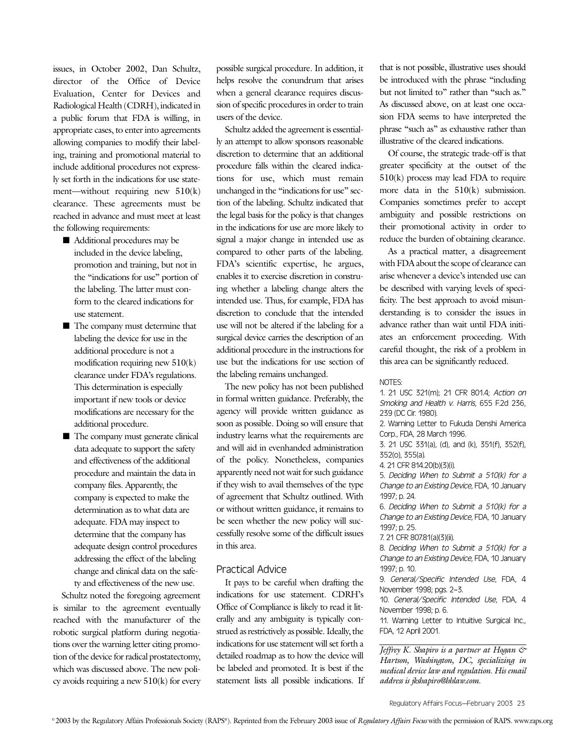issues, in October 2002, Dan Schultz, director of the Office of Device Evaluation, Center for Devices and Radiological Health (CDRH), indicated in a public forum that FDA is willing, in appropriate cases, to enter into agreements allowing companies to modify their labeling, training and promotional material to include additional procedures not expressly set forth in the indications for use statement—without requiring new 510(k) clearance. These agreements must be reached in advance and must meet at least the following requirements:

- Additional procedures may be included in the device labeling, promotion and training, but not in the "indications for use" portion of the labeling. The latter must conform to the cleared indications for use statement.
- The company must determine that labeling the device for use in the additional procedure is not a modification requiring new 510(k) clearance under FDA's regulations. This determination is especially important if new tools or device modifications are necessary for the additional procedure.
- The company must generate clinical data adequate to support the safety and effectiveness of the additional procedure and maintain the data in company files. Apparently, the company is expected to make the determination as to what data are adequate. FDA may inspect to determine that the company has adequate design control procedures addressing the effect of the labeling change and clinical data on the safety and effectiveness of the new use.

Schultz noted the foregoing agreement is similar to the agreement eventually reached with the manufacturer of the robotic surgical platform during negotiations over the warning letter citing promotion of the device for radical prostatectomy, which was discussed above. The new policy avoids requiring a new 510(k) for every possible surgical procedure. In addition, it helps resolve the conundrum that arises when a general clearance requires discussion of specific procedures in order to train users of the device.

Schultz added the agreement is essentially an attempt to allow sponsors reasonable discretion to determine that an additional procedure falls within the cleared indications for use, which must remain unchanged in the "indications for use" section of the labeling. Schultz indicated that the legal basis for the policy is that changes in the indications for use are more likely to signal a major change in intended use as compared to other parts of the labeling. FDA's scientific expertise, he argues, enables it to exercise discretion in construing whether a labeling change alters the intended use. Thus, for example, FDA has discretion to conclude that the intended use will not be altered if the labeling for a surgical device carries the description of an additional procedure in the instructions for use but the indications for use section of the labeling remains unchanged.

The new policy has not been published in formal written guidance. Preferably, the agency will provide written guidance as soon as possible. Doing so will ensure that industry learns what the requirements are and will aid in evenhanded administration of the policy. Nonetheless, companies apparently need not wait for such guidance if they wish to avail themselves of the type of agreement that Schultz outlined. With or without written guidance, it remains to be seen whether the new policy will successfully resolve some of the difficult issues in this area.

## Practical Advice

It pays to be careful when drafting the indications for use statement. CDRH's Office of Compliance is likely to read it literally and any ambiguity is typically construed as restrictively as possible. Ideally, the indications for use statement will set forth a detailed roadmap as to how the device will be labeled and promoted. It is best if the statement lists all possible indications. If that is not possible, illustrative uses should be introduced with the phrase "including but not limited to" rather than "such as." As discussed above, on at least one occasion FDA seems to have interpreted the phrase "such as" as exhaustive rather than illustrative of the cleared indications.

Of course, the strategic trade-off is that greater specificity at the outset of the 510(k) process may lead FDA to require more data in the 510(k) submission. Companies sometimes prefer to accept ambiguity and possible restrictions on their promotional activity in order to reduce the burden of obtaining clearance.

As a practical matter, a disagreement with FDA about the scope of clearance can arise whenever a device's intended use can be described with varying levels of specificity. The best approach to avoid misunderstanding is to consider the issues in advance rather than wait until FDA initiates an enforcement proceeding. With careful thought, the risk of a problem in this area can be significantly reduced.

NOTES:

1. 21 USC 321(m); 21 CFR 801.4; *Action on Smoking and Health v. Harris*, 655 F.2d 236, 239 (DC Cir. 1980).
2. Warning Letter to Fukuda Denshi America Corp., FDA, 28 March 1996.
3. 21 USC 331(a), (d), and (k), 351(f), 352(f), 352(o), 355(a).
4. 21 CFR 814.20(b)(3)(i).
5. *Deciding When to Submit a 510(k) for a Change to an Existing Device*, FDA, 10 January 1997; p. 24.
6. *Deciding When to Submit a 510(k) for a Change to an Existing Device*, FDA, 10 January 1997; p. 25.
7. 21 CFR 807.81(a)(3)(ii).
8. *Deciding When to Submit a 510(k) for a Change to an Existing Device*, FDA, 10 January 1997; p. 10.
9. *General/Specific Intended Use*, FDA, 4 November 1998; pgs. 2–3.
10. *General/Specific Intended Use*, FDA, 4 November 1998; p. 6.
11. Warning Letter to Intuitive Surgical Inc., FDA, 12 April 2001.

*Jeffrey K. Shapiro is a partner at Hogan & Hartson, Washington, DC, specializing in medical device law and regulation. His email address is jkshapiro@hhlaw.com.*

© 2003 by the Regulatory Affairs Professionals Society (RAPS®). Reprinted from the February 2003 issue of *Regulatory Affairs Focus* with the permission of RAPS. www.raps.org